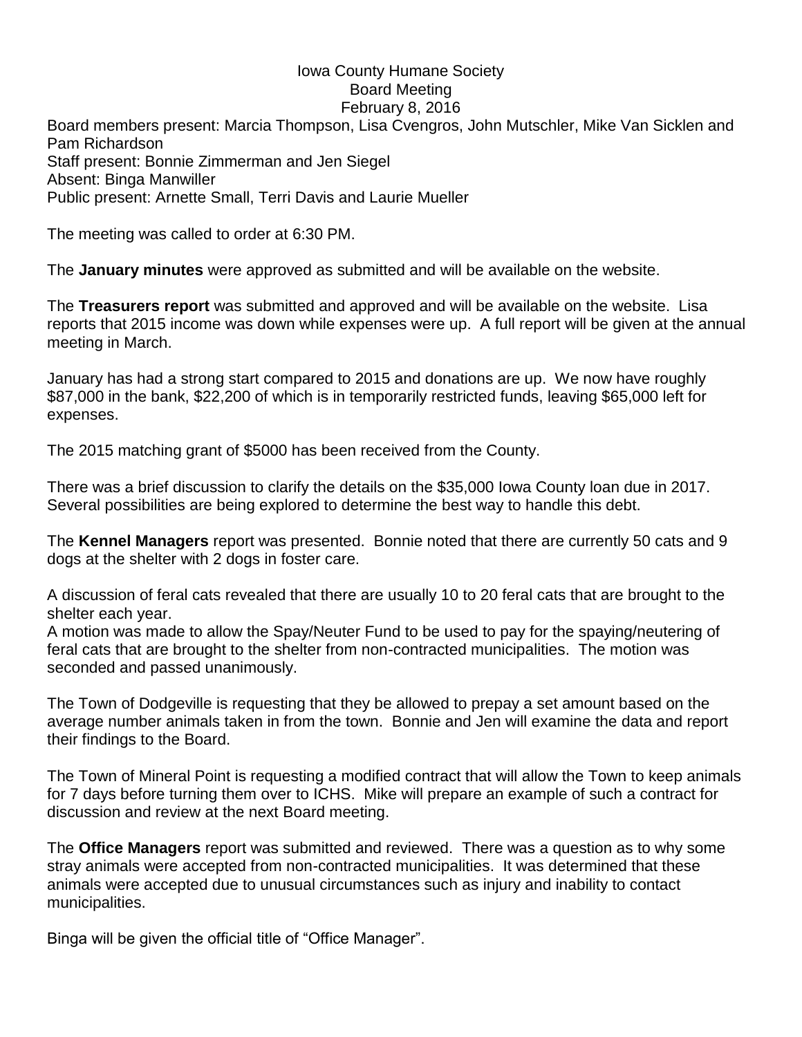Iowa County Humane Society
Board Meeting
February 8, 2016

Board members present: Marcia Thompson, Lisa Cvengros, John Mutschler, Mike Van Sicklen and Pam Richardson
Staff present: Bonnie Zimmerman and Jen Siegel
Absent: Binga Manwiller
Public present: Arnette Small, Terri Davis and Laurie Mueller

The meeting was called to order at 6:30 PM.

The **January minutes** were approved as submitted and will be available on the website.

The **Treasurers report** was submitted and approved and will be available on the website. Lisa reports that 2015 income was down while expenses were up. A full report will be given at the annual meeting in March.

January has had a strong start compared to 2015 and donations are up. We now have roughly $87,000 in the bank, $22,200 of which is in temporarily restricted funds, leaving $65,000 left for expenses.

The 2015 matching grant of $5000 has been received from the County.

There was a brief discussion to clarify the details on the $35,000 Iowa County loan due in 2017. Several possibilities are being explored to determine the best way to handle this debt.

The **Kennel Managers** report was presented. Bonnie noted that there are currently 50 cats and 9 dogs at the shelter with 2 dogs in foster care.

A discussion of feral cats revealed that there are usually 10 to 20 feral cats that are brought to the shelter each year.
A motion was made to allow the Spay/Neuter Fund to be used to pay for the spaying/neutering of feral cats that are brought to the shelter from non-contracted municipalities. The motion was seconded and passed unanimously.

The Town of Dodgeville is requesting that they be allowed to prepay a set amount based on the average number animals taken in from the town. Bonnie and Jen will examine the data and report their findings to the Board.

The Town of Mineral Point is requesting a modified contract that will allow the Town to keep animals for 7 days before turning them over to ICHS. Mike will prepare an example of such a contract for discussion and review at the next Board meeting.

The **Office Managers** report was submitted and reviewed. There was a question as to why some stray animals were accepted from non-contracted municipalities. It was determined that these animals were accepted due to unusual circumstances such as injury and inability to contact municipalities.

Binga will be given the official title of "Office Manager".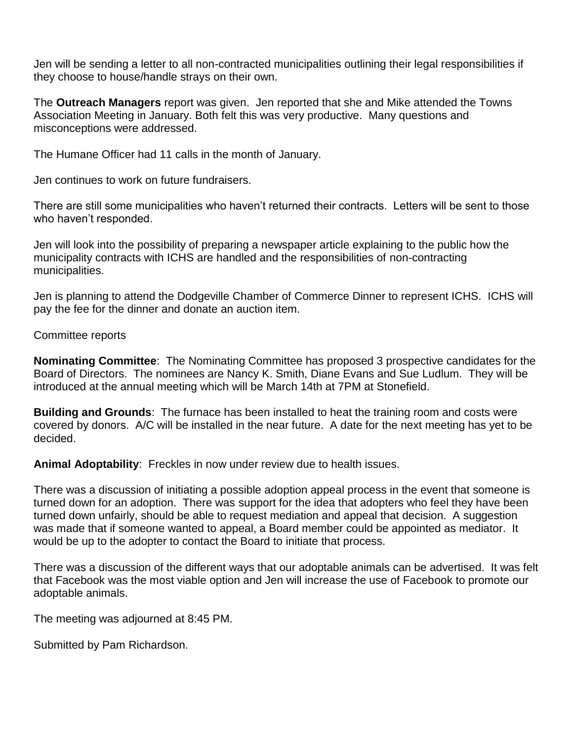Jen will be sending a letter to all non-contracted municipalities outlining their legal responsibilities if they choose to house/handle strays on their own.

The **Outreach Managers** report was given. Jen reported that she and Mike attended the Towns Association Meeting in January. Both felt this was very productive. Many questions and misconceptions were addressed.

The Humane Officer had 11 calls in the month of January.

Jen continues to work on future fundraisers.

There are still some municipalities who haven't returned their contracts. Letters will be sent to those who haven't responded.

Jen will look into the possibility of preparing a newspaper article explaining to the public how the municipality contracts with ICHS are handled and the responsibilities of non-contracting municipalities.

Jen is planning to attend the Dodgeville Chamber of Commerce Dinner to represent ICHS. ICHS will pay the fee for the dinner and donate an auction item.

Committee reports

**Nominating Committee**: The Nominating Committee has proposed 3 prospective candidates for the Board of Directors. The nominees are Nancy K. Smith, Diane Evans and Sue Ludlum. They will be introduced at the annual meeting which will be March 14th at 7PM at Stonefield.

**Building and Grounds**: The furnace has been installed to heat the training room and costs were covered by donors. A/C will be installed in the near future. A date for the next meeting has yet to be decided.

**Animal Adoptability**: Freckles in now under review due to health issues.

There was a discussion of initiating a possible adoption appeal process in the event that someone is turned down for an adoption. There was support for the idea that adopters who feel they have been turned down unfairly, should be able to request mediation and appeal that decision. A suggestion was made that if someone wanted to appeal, a Board member could be appointed as mediator. It would be up to the adopter to contact the Board to initiate that process.

There was a discussion of the different ways that our adoptable animals can be advertised. It was felt that Facebook was the most viable option and Jen will increase the use of Facebook to promote our adoptable animals.

The meeting was adjourned at 8:45 PM.

Submitted by Pam Richardson.